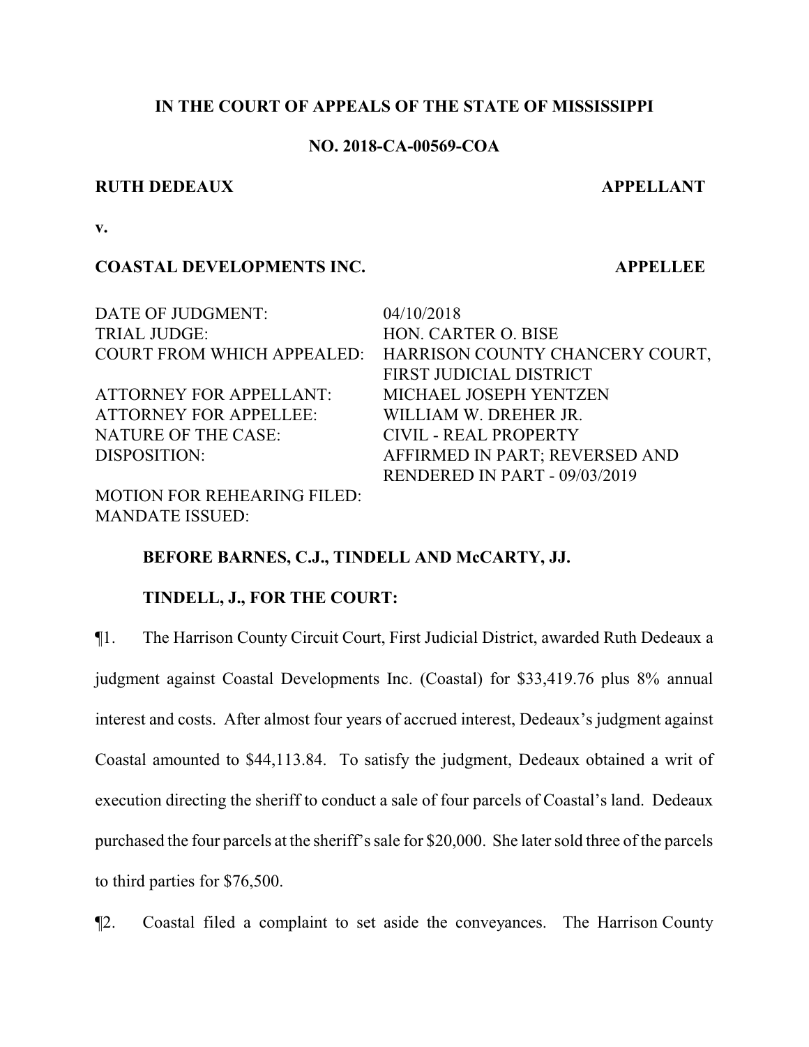**IN THE COURT OF APPEALS OF THE STATE OF MISSISSIPPI**

**NO. 2018-CA-00569-COA**

**RUTH DEDEAUX** **APPELLANT**

**v.**

**COASTAL DEVELOPMENTS INC.** **APPELLEE**

| | |
|---|---|
| DATE OF JUDGMENT: | 04/10/2018 |
| TRIAL JUDGE: | HON. CARTER O. BISE |
| COURT FROM WHICH APPEALED: | HARRISON COUNTY CHANCERY COURT, FIRST JUDICIAL DISTRICT |
| ATTORNEY FOR APPELLANT: | MICHAEL JOSEPH YENTZEN |
| ATTORNEY FOR APPELLEE: | WILLIAM W. DREHER JR. |
| NATURE OF THE CASE: | CIVIL - REAL PROPERTY |
| DISPOSITION: | AFFIRMED IN PART; REVERSED AND RENDERED IN PART - 09/03/2019 |
| MOTION FOR REHEARING FILED: | |
| MANDATE ISSUED: | |

**BEFORE BARNES, C.J., TINDELL AND McCARTY, JJ.**

**TINDELL, J., FOR THE COURT:**

¶1. The Harrison County Circuit Court, First Judicial District, awarded Ruth Dedeaux a judgment against Coastal Developments Inc. (Coastal) for $33,419.76 plus 8% annual interest and costs. After almost four years of accrued interest, Dedeaux's judgment against Coastal amounted to $44,113.84. To satisfy the judgment, Dedeaux obtained a writ of execution directing the sheriff to conduct a sale of four parcels of Coastal's land. Dedeaux purchased the four parcels at the sheriff's sale for $20,000. She later sold three of the parcels to third parties for $76,500.

¶2. Coastal filed a complaint to set aside the conveyances. The Harrison County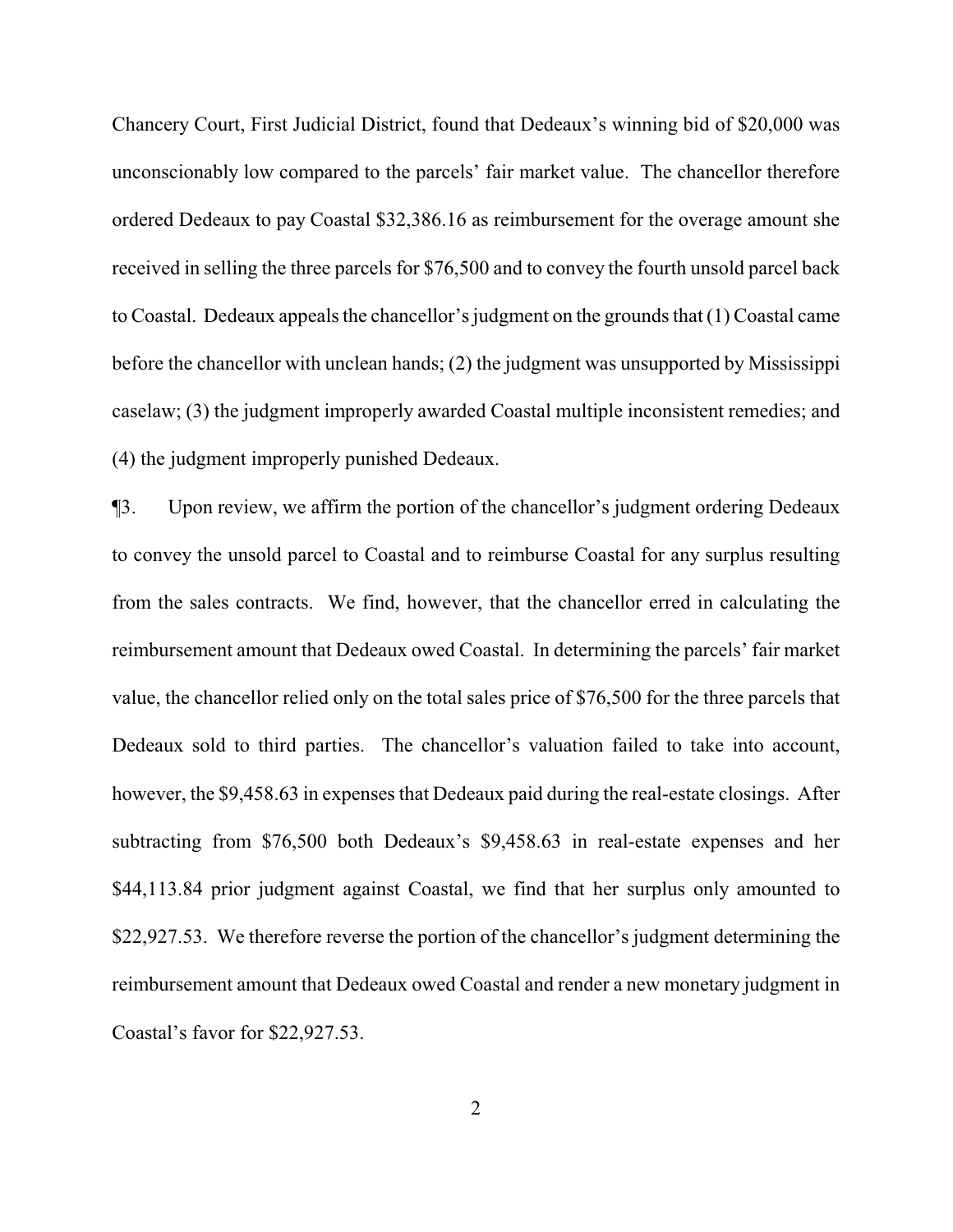Chancery Court, First Judicial District, found that Dedeaux's winning bid of $20,000 was unconscionably low compared to the parcels' fair market value. The chancellor therefore ordered Dedeaux to pay Coastal $32,386.16 as reimbursement for the overage amount she received in selling the three parcels for $76,500 and to convey the fourth unsold parcel back to Coastal. Dedeaux appeals the chancellor's judgment on the grounds that (1) Coastal came before the chancellor with unclean hands; (2) the judgment was unsupported by Mississippi caselaw; (3) the judgment improperly awarded Coastal multiple inconsistent remedies; and (4) the judgment improperly punished Dedeaux.

¶3. Upon review, we affirm the portion of the chancellor's judgment ordering Dedeaux to convey the unsold parcel to Coastal and to reimburse Coastal for any surplus resulting from the sales contracts. We find, however, that the chancellor erred in calculating the reimbursement amount that Dedeaux owed Coastal. In determining the parcels' fair market value, the chancellor relied only on the total sales price of $76,500 for the three parcels that Dedeaux sold to third parties. The chancellor's valuation failed to take into account, however, the $9,458.63 in expenses that Dedeaux paid during the real-estate closings. After subtracting from $76,500 both Dedeaux's $9,458.63 in real-estate expenses and her $44,113.84 prior judgment against Coastal, we find that her surplus only amounted to $22,927.53. We therefore reverse the portion of the chancellor's judgment determining the reimbursement amount that Dedeaux owed Coastal and render a new monetary judgment in Coastal's favor for $22,927.53.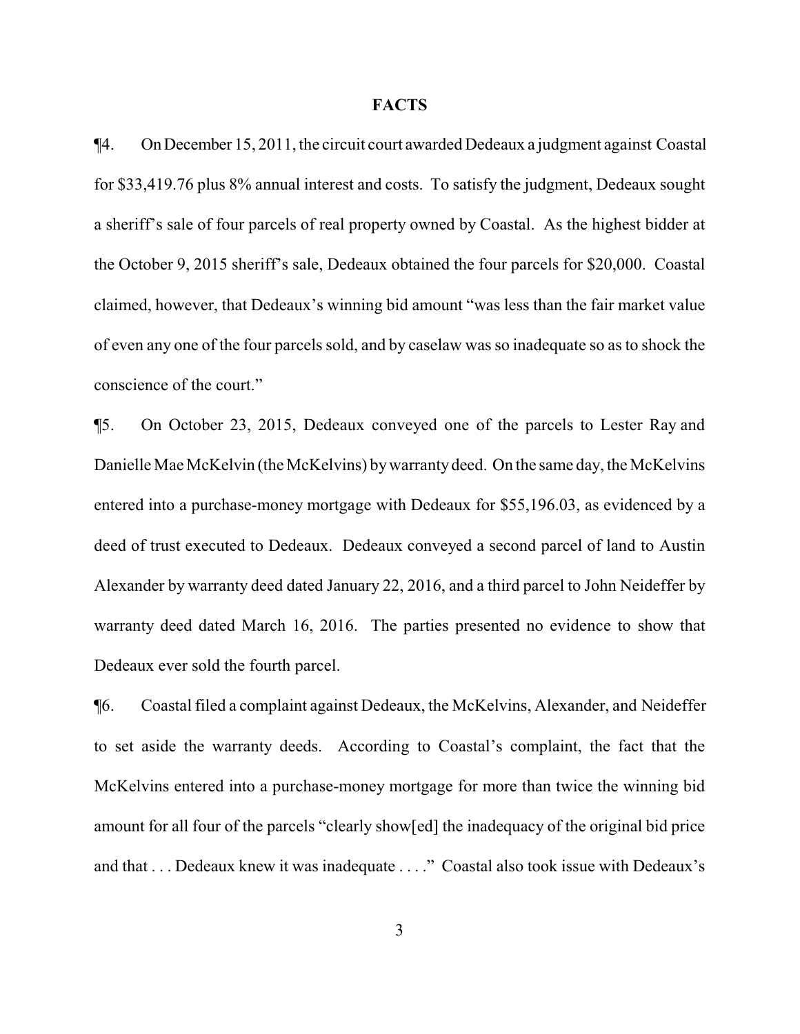## FACTS

¶4. On December 15, 2011, the circuit court awarded Dedeaux a judgment against Coastal for $33,419.76 plus 8% annual interest and costs. To satisfy the judgment, Dedeaux sought a sheriff's sale of four parcels of real property owned by Coastal. As the highest bidder at the October 9, 2015 sheriff's sale, Dedeaux obtained the four parcels for $20,000. Coastal claimed, however, that Dedeaux's winning bid amount "was less than the fair market value of even any one of the four parcels sold, and by caselaw was so inadequate so as to shock the conscience of the court."

¶5. On October 23, 2015, Dedeaux conveyed one of the parcels to Lester Ray and Danielle Mae McKelvin (the McKelvins) by warranty deed. On the same day, the McKelvins entered into a purchase-money mortgage with Dedeaux for $55,196.03, as evidenced by a deed of trust executed to Dedeaux. Dedeaux conveyed a second parcel of land to Austin Alexander by warranty deed dated January 22, 2016, and a third parcel to John Neideffer by warranty deed dated March 16, 2016. The parties presented no evidence to show that Dedeaux ever sold the fourth parcel.

¶6. Coastal filed a complaint against Dedeaux, the McKelvins, Alexander, and Neideffer to set aside the warranty deeds. According to Coastal's complaint, the fact that the McKelvins entered into a purchase-money mortgage for more than twice the winning bid amount for all four of the parcels "clearly show[ed] the inadequacy of the original bid price and that . . . Dedeaux knew it was inadequate . . . ." Coastal also took issue with Dedeaux's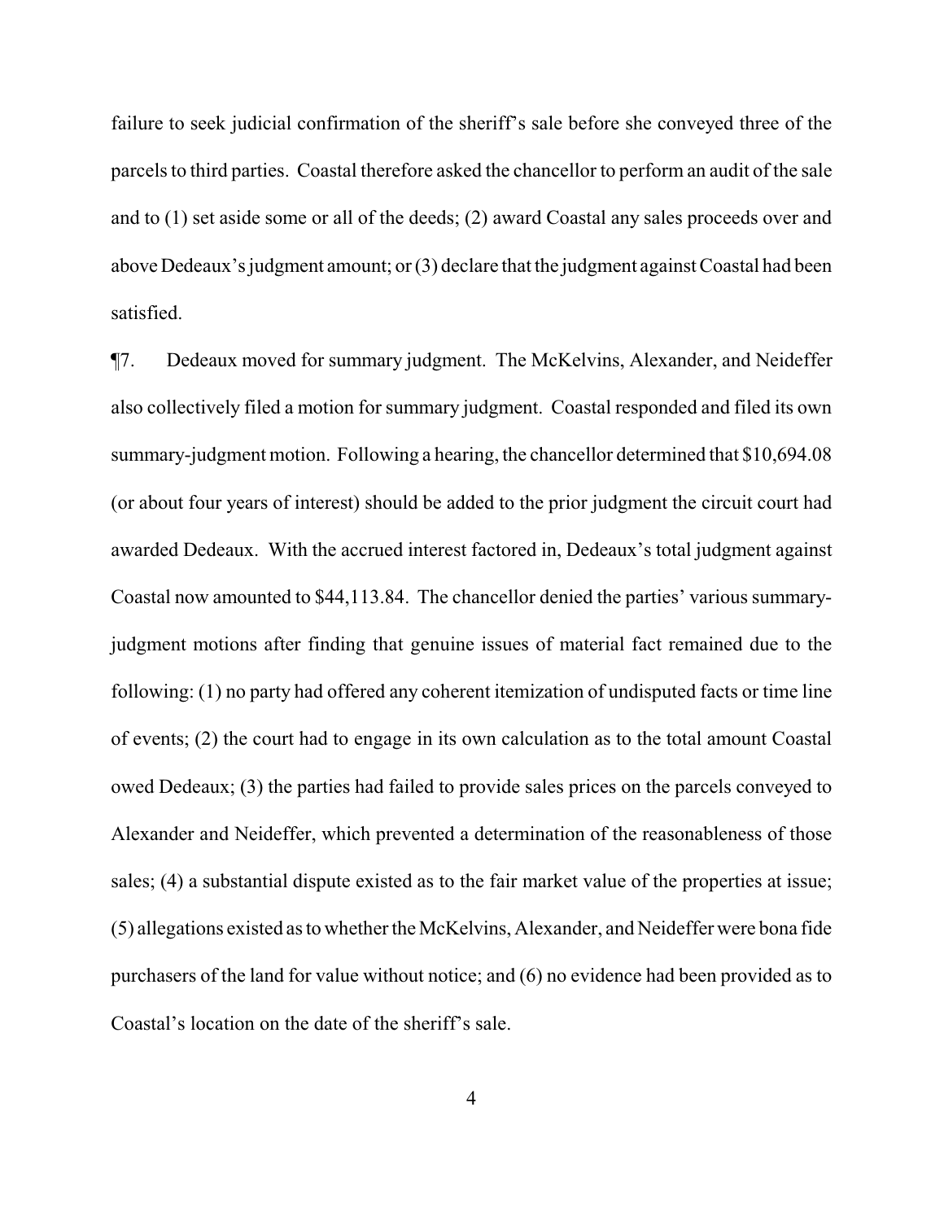failure to seek judicial confirmation of the sheriff's sale before she conveyed three of the parcels to third parties. Coastal therefore asked the chancellor to perform an audit of the sale and to (1) set aside some or all of the deeds; (2) award Coastal any sales proceeds over and above Dedeaux's judgment amount; or (3) declare that the judgment against Coastal had been satisfied.

¶7. Dedeaux moved for summary judgment. The McKelvins, Alexander, and Neideffer also collectively filed a motion for summary judgment. Coastal responded and filed its own summary-judgment motion. Following a hearing, the chancellor determined that $10,694.08 (or about four years of interest) should be added to the prior judgment the circuit court had awarded Dedeaux. With the accrued interest factored in, Dedeaux's total judgment against Coastal now amounted to $44,113.84. The chancellor denied the parties' various summary-judgment motions after finding that genuine issues of material fact remained due to the following: (1) no party had offered any coherent itemization of undisputed facts or time line of events; (2) the court had to engage in its own calculation as to the total amount Coastal owed Dedeaux; (3) the parties had failed to provide sales prices on the parcels conveyed to Alexander and Neideffer, which prevented a determination of the reasonableness of those sales; (4) a substantial dispute existed as to the fair market value of the properties at issue; (5) allegations existed as to whether the McKelvins, Alexander, and Neideffer were bona fide purchasers of the land for value without notice; and (6) no evidence had been provided as to Coastal's location on the date of the sheriff's sale.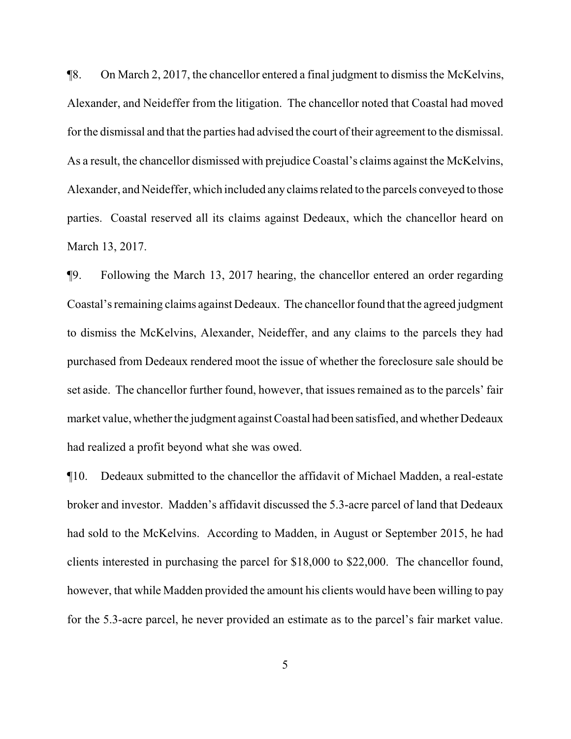¶8. On March 2, 2017, the chancellor entered a final judgment to dismiss the McKelvins, Alexander, and Neideffer from the litigation. The chancellor noted that Coastal had moved for the dismissal and that the parties had advised the court of their agreement to the dismissal. As a result, the chancellor dismissed with prejudice Coastal's claims against the McKelvins, Alexander, and Neideffer, which included any claims related to the parcels conveyed to those parties. Coastal reserved all its claims against Dedeaux, which the chancellor heard on March 13, 2017.

¶9. Following the March 13, 2017 hearing, the chancellor entered an order regarding Coastal's remaining claims against Dedeaux. The chancellor found that the agreed judgment to dismiss the McKelvins, Alexander, Neideffer, and any claims to the parcels they had purchased from Dedeaux rendered moot the issue of whether the foreclosure sale should be set aside. The chancellor further found, however, that issues remained as to the parcels' fair market value, whether the judgment against Coastal had been satisfied, and whether Dedeaux had realized a profit beyond what she was owed.

¶10. Dedeaux submitted to the chancellor the affidavit of Michael Madden, a real-estate broker and investor. Madden's affidavit discussed the 5.3-acre parcel of land that Dedeaux had sold to the McKelvins. According to Madden, in August or September 2015, he had clients interested in purchasing the parcel for $18,000 to $22,000. The chancellor found, however, that while Madden provided the amount his clients would have been willing to pay for the 5.3-acre parcel, he never provided an estimate as to the parcel's fair market value.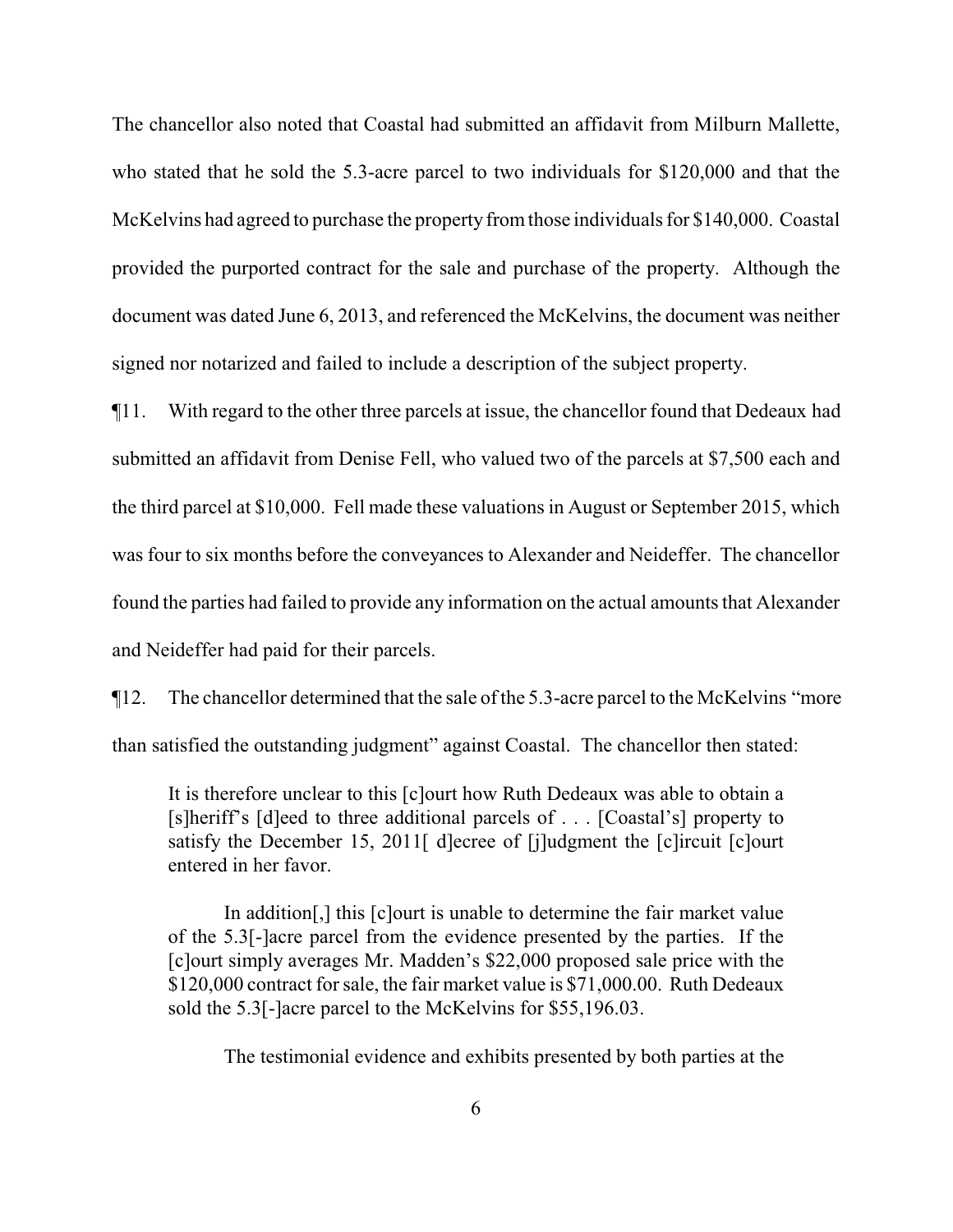The chancellor also noted that Coastal had submitted an affidavit from Milburn Mallette, who stated that he sold the 5.3-acre parcel to two individuals for $120,000 and that the McKelvins had agreed to purchase the property from those individuals for $140,000. Coastal provided the purported contract for the sale and purchase of the property. Although the document was dated June 6, 2013, and referenced the McKelvins, the document was neither signed nor notarized and failed to include a description of the subject property.

¶11. With regard to the other three parcels at issue, the chancellor found that Dedeaux had submitted an affidavit from Denise Fell, who valued two of the parcels at $7,500 each and the third parcel at $10,000. Fell made these valuations in August or September 2015, which was four to six months before the conveyances to Alexander and Neideffer. The chancellor found the parties had failed to provide any information on the actual amounts that Alexander and Neideffer had paid for their parcels.

¶12. The chancellor determined that the sale of the 5.3-acre parcel to the McKelvins "more than satisfied the outstanding judgment" against Coastal. The chancellor then stated:

> It is therefore unclear to this [c]ourt how Ruth Dedeaux was able to obtain a [s]heriff's [d]eed to three additional parcels of . . . [Coastal's] property to satisfy the December 15, 2011[ d]ecree of [j]udgment the [c]ircuit [c]ourt entered in her favor.
>
> In addition[,] this [c]ourt is unable to determine the fair market value of the 5.3[-]acre parcel from the evidence presented by the parties. If the [c]ourt simply averages Mr. Madden's $22,000 proposed sale price with the $120,000 contract for sale, the fair market value is $71,000.00. Ruth Dedeaux sold the 5.3[-]acre parcel to the McKelvins for $55,196.03.
>
> The testimonial evidence and exhibits presented by both parties at the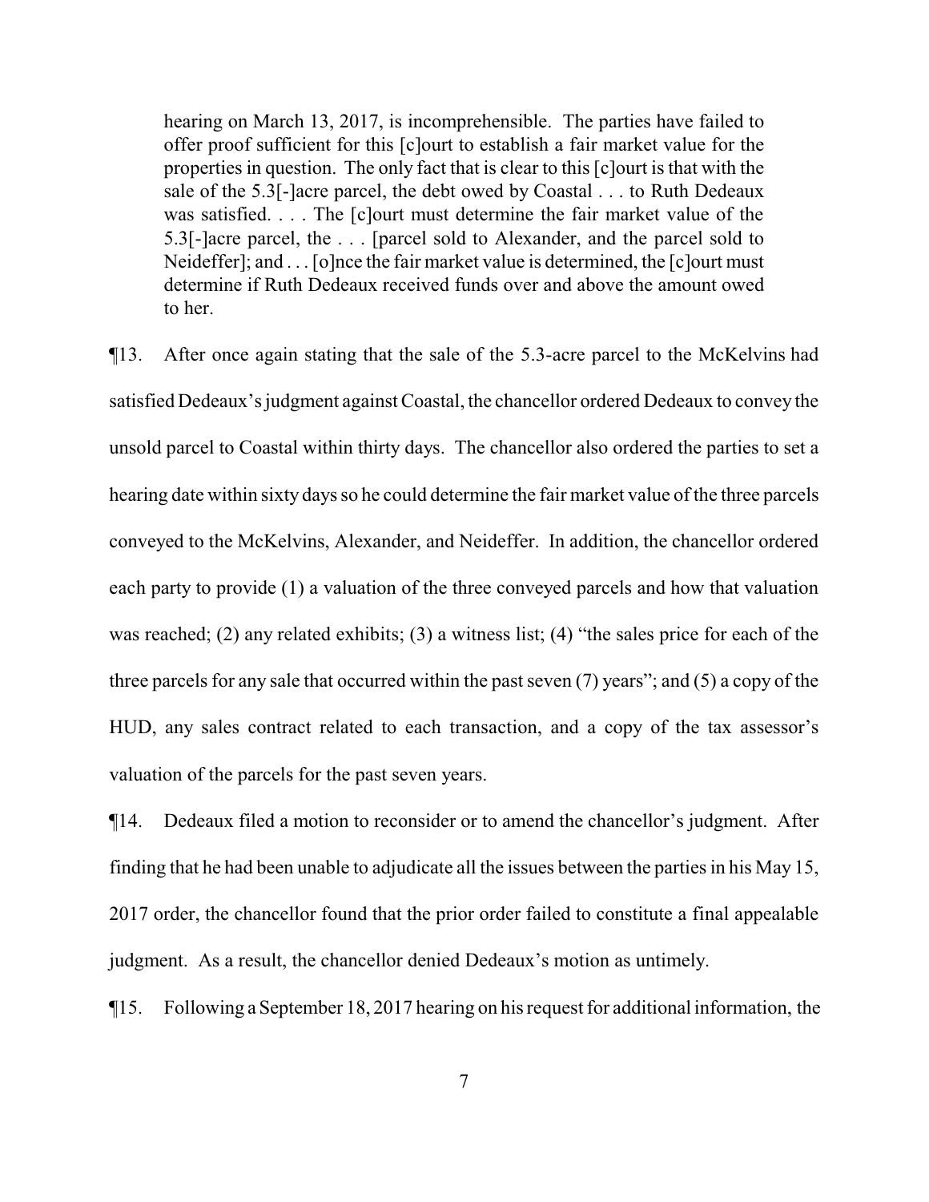> hearing on March 13, 2017, is incomprehensible. The parties have failed to offer proof sufficient for this [c]ourt to establish a fair market value for the properties in question. The only fact that is clear to this [c]ourt is that with the sale of the 5.3[-]acre parcel, the debt owed by Coastal . . . to Ruth Dedeaux was satisfied. . . . The [c]ourt must determine the fair market value of the 5.3[-]acre parcel, the . . . [parcel sold to Alexander, and the parcel sold to Neideffer]; and . . . [o]nce the fair market value is determined, the [c]ourt must determine if Ruth Dedeaux received funds over and above the amount owed to her.

¶13. After once again stating that the sale of the 5.3-acre parcel to the McKelvins had satisfied Dedeaux's judgment against Coastal, the chancellor ordered Dedeaux to convey the unsold parcel to Coastal within thirty days. The chancellor also ordered the parties to set a hearing date within sixty days so he could determine the fair market value of the three parcels conveyed to the McKelvins, Alexander, and Neideffer. In addition, the chancellor ordered each party to provide (1) a valuation of the three conveyed parcels and how that valuation was reached; (2) any related exhibits; (3) a witness list; (4) "the sales price for each of the three parcels for any sale that occurred within the past seven (7) years"; and (5) a copy of the HUD, any sales contract related to each transaction, and a copy of the tax assessor's valuation of the parcels for the past seven years.

¶14. Dedeaux filed a motion to reconsider or to amend the chancellor's judgment. After finding that he had been unable to adjudicate all the issues between the parties in his May 15, 2017 order, the chancellor found that the prior order failed to constitute a final appealable judgment. As a result, the chancellor denied Dedeaux's motion as untimely.

¶15. Following a September 18, 2017 hearing on his request for additional information, the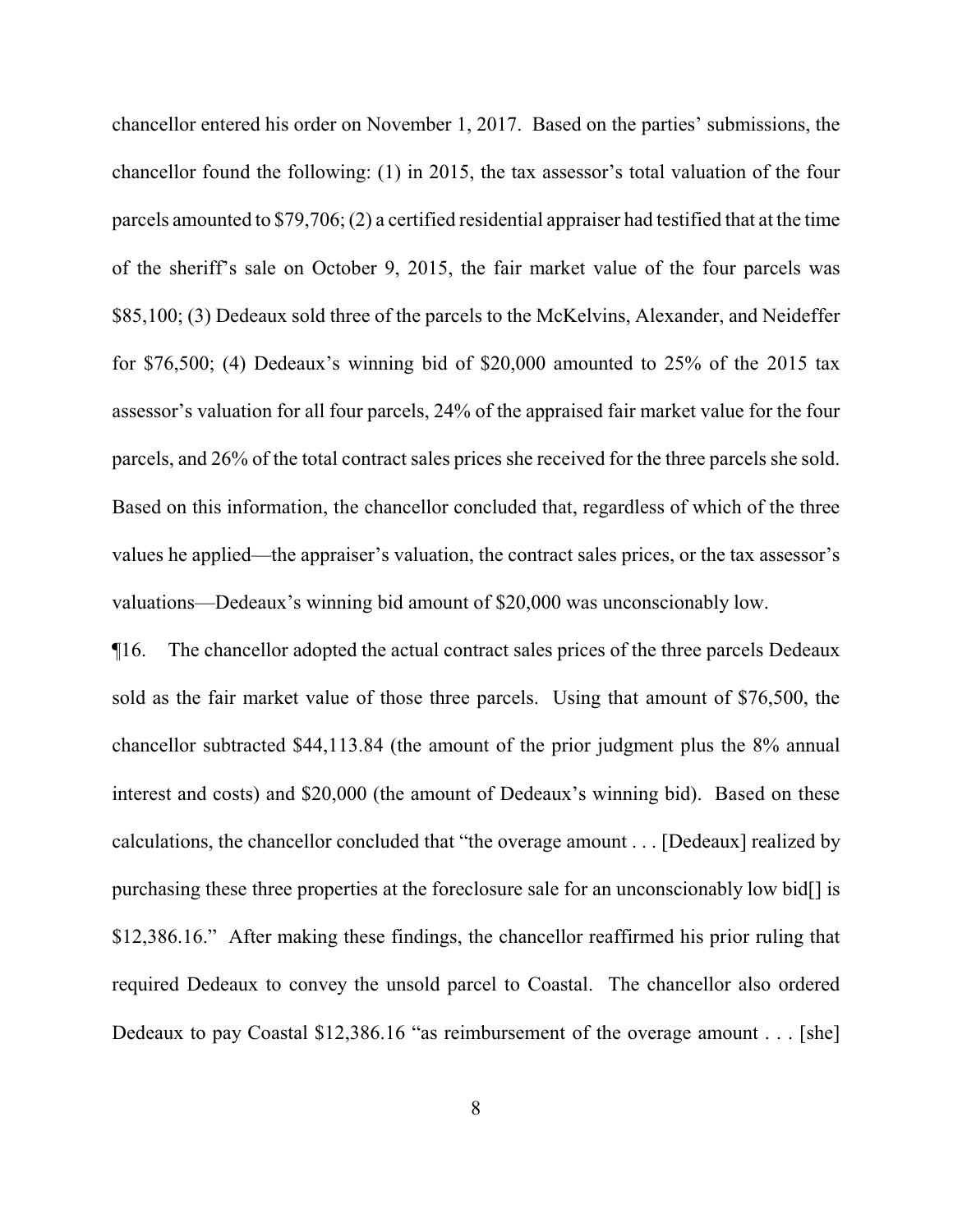chancellor entered his order on November 1, 2017. Based on the parties' submissions, the chancellor found the following: (1) in 2015, the tax assessor's total valuation of the four parcels amounted to $79,706; (2) a certified residential appraiser had testified that at the time of the sheriff's sale on October 9, 2015, the fair market value of the four parcels was $85,100; (3) Dedeaux sold three of the parcels to the McKelvins, Alexander, and Neideffer for $76,500; (4) Dedeaux's winning bid of $20,000 amounted to 25% of the 2015 tax assessor's valuation for all four parcels, 24% of the appraised fair market value for the four parcels, and 26% of the total contract sales prices she received for the three parcels she sold. Based on this information, the chancellor concluded that, regardless of which of the three values he applied—the appraiser's valuation, the contract sales prices, or the tax assessor's valuations—Dedeaux's winning bid amount of $20,000 was unconscionably low.

¶16. The chancellor adopted the actual contract sales prices of the three parcels Dedeaux sold as the fair market value of those three parcels. Using that amount of $76,500, the chancellor subtracted $44,113.84 (the amount of the prior judgment plus the 8% annual interest and costs) and $20,000 (the amount of Dedeaux's winning bid). Based on these calculations, the chancellor concluded that "the overage amount . . . [Dedeaux] realized by purchasing these three properties at the foreclosure sale for an unconscionably low bid[] is $12,386.16." After making these findings, the chancellor reaffirmed his prior ruling that required Dedeaux to convey the unsold parcel to Coastal. The chancellor also ordered Dedeaux to pay Coastal $12,386.16 "as reimbursement of the overage amount . . . [she]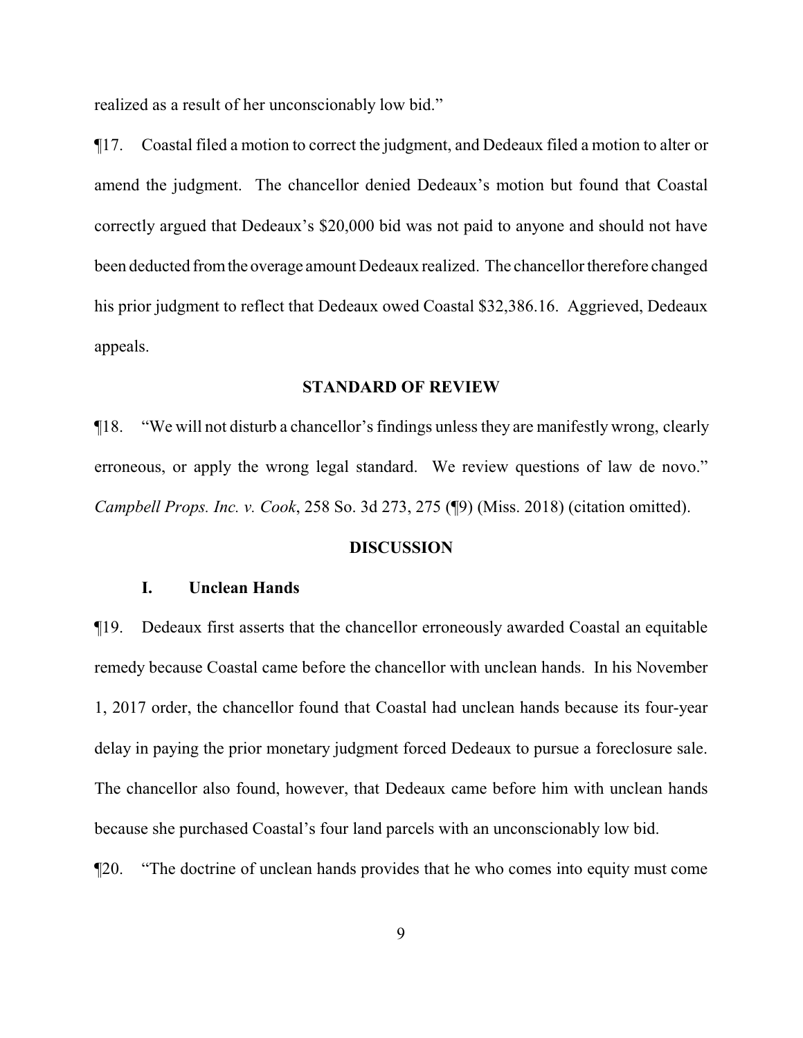realized as a result of her unconscionably low bid."

¶17. Coastal filed a motion to correct the judgment, and Dedeaux filed a motion to alter or amend the judgment. The chancellor denied Dedeaux's motion but found that Coastal correctly argued that Dedeaux's $20,000 bid was not paid to anyone and should not have been deducted from the overage amount Dedeaux realized. The chancellor therefore changed his prior judgment to reflect that Dedeaux owed Coastal $32,386.16. Aggrieved, Dedeaux appeals.

## STANDARD OF REVIEW

¶18. "We will not disturb a chancellor's findings unless they are manifestly wrong, clearly erroneous, or apply the wrong legal standard. We review questions of law de novo." *Campbell Props. Inc. v. Cook*, 258 So. 3d 273, 275 (¶9) (Miss. 2018) (citation omitted).

## DISCUSSION

### I. Unclean Hands

¶19. Dedeaux first asserts that the chancellor erroneously awarded Coastal an equitable remedy because Coastal came before the chancellor with unclean hands. In his November 1, 2017 order, the chancellor found that Coastal had unclean hands because its four-year delay in paying the prior monetary judgment forced Dedeaux to pursue a foreclosure sale. The chancellor also found, however, that Dedeaux came before him with unclean hands because she purchased Coastal's four land parcels with an unconscionably low bid.

¶20. "The doctrine of unclean hands provides that he who comes into equity must come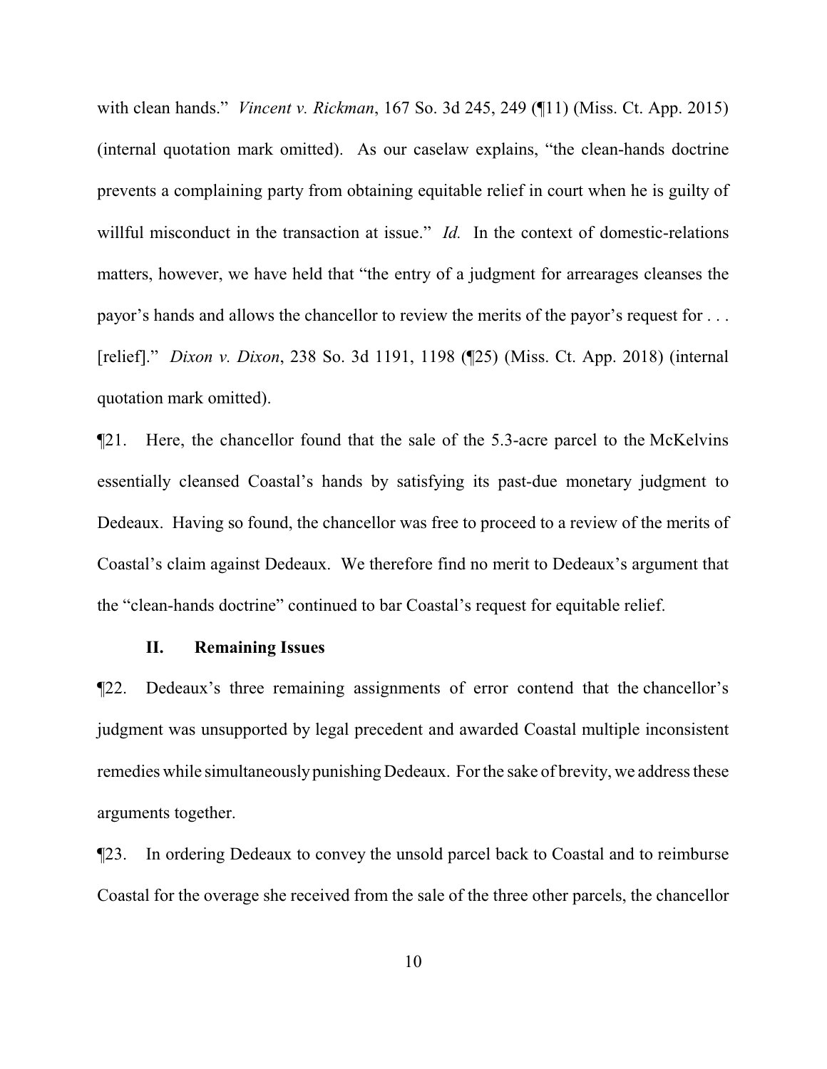with clean hands." *Vincent v. Rickman*, 167 So. 3d 245, 249 (¶11) (Miss. Ct. App. 2015) (internal quotation mark omitted). As our caselaw explains, "the clean-hands doctrine prevents a complaining party from obtaining equitable relief in court when he is guilty of willful misconduct in the transaction at issue." *Id.* In the context of domestic-relations matters, however, we have held that "the entry of a judgment for arrearages cleanses the payor's hands and allows the chancellor to review the merits of the payor's request for . . . [relief]." *Dixon v. Dixon*, 238 So. 3d 1191, 1198 (¶25) (Miss. Ct. App. 2018) (internal quotation mark omitted).

¶21. Here, the chancellor found that the sale of the 5.3-acre parcel to the McKelvins essentially cleansed Coastal's hands by satisfying its past-due monetary judgment to Dedeaux. Having so found, the chancellor was free to proceed to a review of the merits of Coastal's claim against Dedeaux. We therefore find no merit to Dedeaux's argument that the "clean-hands doctrine" continued to bar Coastal's request for equitable relief.

### II. Remaining Issues

¶22. Dedeaux's three remaining assignments of error contend that the chancellor's judgment was unsupported by legal precedent and awarded Coastal multiple inconsistent remedies while simultaneously punishing Dedeaux. For the sake of brevity, we address these arguments together.

¶23. In ordering Dedeaux to convey the unsold parcel back to Coastal and to reimburse Coastal for the overage she received from the sale of the three other parcels, the chancellor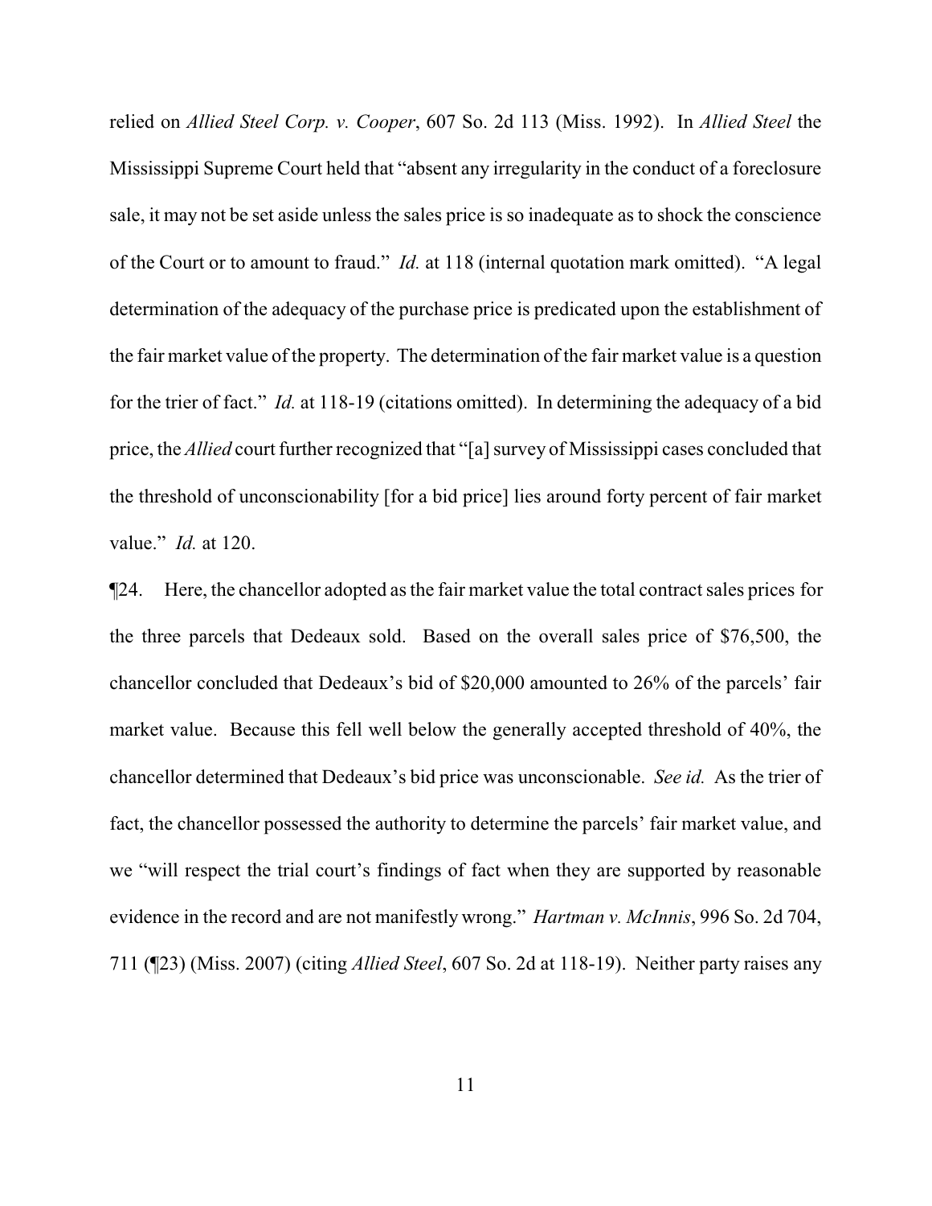relied on *Allied Steel Corp. v. Cooper*, 607 So. 2d 113 (Miss. 1992). In *Allied Steel* the Mississippi Supreme Court held that "absent any irregularity in the conduct of a foreclosure sale, it may not be set aside unless the sales price is so inadequate as to shock the conscience of the Court or to amount to fraud." *Id.* at 118 (internal quotation mark omitted). "A legal determination of the adequacy of the purchase price is predicated upon the establishment of the fair market value of the property. The determination of the fair market value is a question for the trier of fact." *Id.* at 118-19 (citations omitted). In determining the adequacy of a bid price, the *Allied* court further recognized that "[a] survey of Mississippi cases concluded that the threshold of unconscionability [for a bid price] lies around forty percent of fair market value." *Id.* at 120.

¶24. Here, the chancellor adopted as the fair market value the total contract sales prices for the three parcels that Dedeaux sold. Based on the overall sales price of $76,500, the chancellor concluded that Dedeaux's bid of $20,000 amounted to 26% of the parcels' fair market value. Because this fell well below the generally accepted threshold of 40%, the chancellor determined that Dedeaux's bid price was unconscionable. *See id.* As the trier of fact, the chancellor possessed the authority to determine the parcels' fair market value, and we "will respect the trial court's findings of fact when they are supported by reasonable evidence in the record and are not manifestly wrong." *Hartman v. McInnis*, 996 So. 2d 704, 711 (¶23) (Miss. 2007) (citing *Allied Steel*, 607 So. 2d at 118-19). Neither party raises any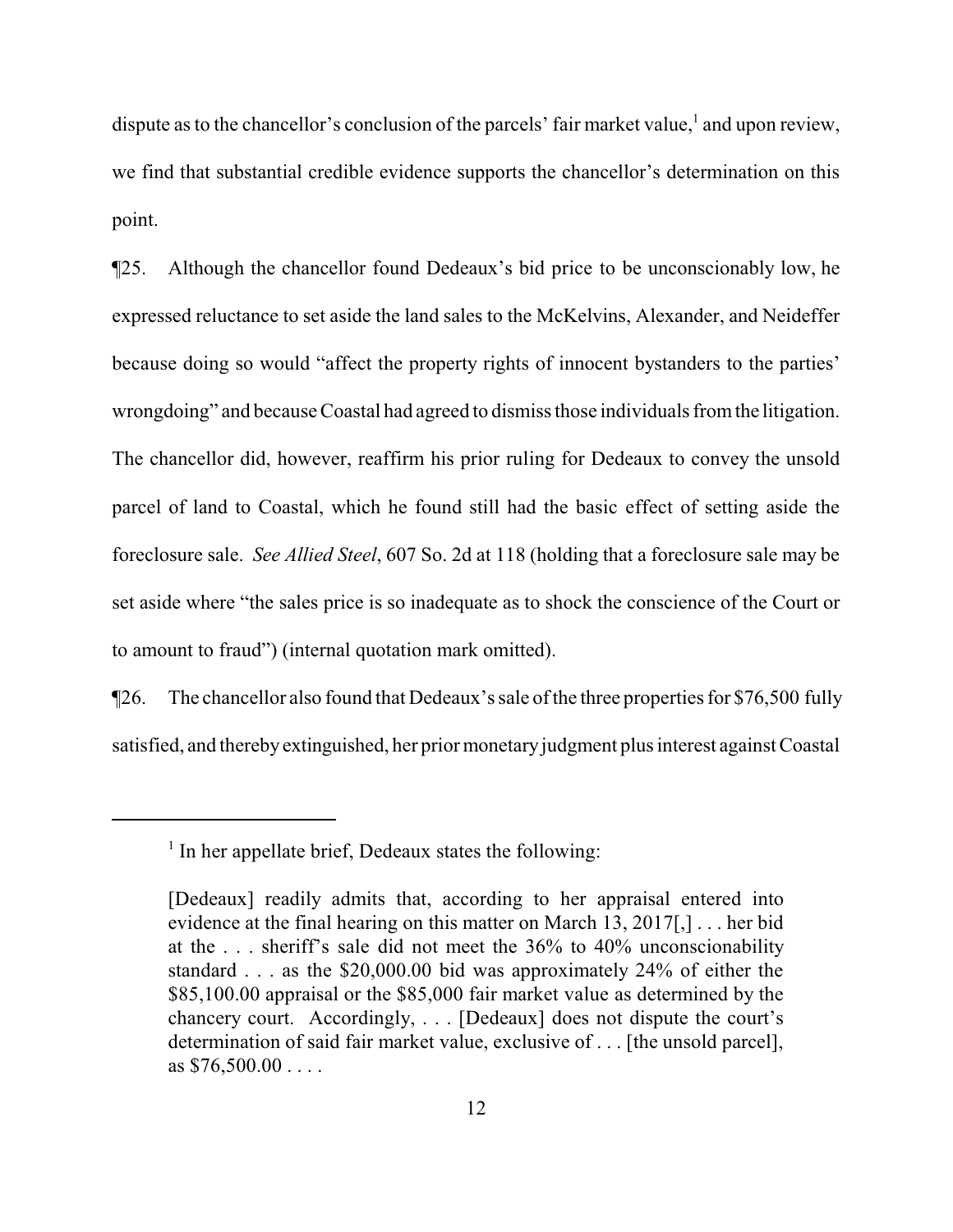dispute as to the chancellor's conclusion of the parcels' fair market value,[1] and upon review, we find that substantial credible evidence supports the chancellor's determination on this point.

¶25. Although the chancellor found Dedeaux's bid price to be unconscionably low, he expressed reluctance to set aside the land sales to the McKelvins, Alexander, and Neideffer because doing so would "affect the property rights of innocent bystanders to the parties' wrongdoing" and because Coastal had agreed to dismiss those individuals from the litigation. The chancellor did, however, reaffirm his prior ruling for Dedeaux to convey the unsold parcel of land to Coastal, which he found still had the basic effect of setting aside the foreclosure sale. *See Allied Steel*, 607 So. 2d at 118 (holding that a foreclosure sale may be set aside where "the sales price is so inadequate as to shock the conscience of the Court or to amount to fraud") (internal quotation mark omitted).

¶26. The chancellor also found that Dedeaux's sale of the three properties for $76,500 fully satisfied, and thereby extinguished, her prior monetary judgment plus interest against Coastal

---

[1] In her appellate brief, Dedeaux states the following:

> [Dedeaux] readily admits that, according to her appraisal entered into evidence at the final hearing on this matter on March 13, 2017[,] . . . her bid at the . . . sheriff's sale did not meet the 36% to 40% unconscionability standard . . . as the $20,000.00 bid was approximately 24% of either the $85,100.00 appraisal or the $85,000 fair market value as determined by the chancery court. Accordingly, . . . [Dedeaux] does not dispute the court's determination of said fair market value, exclusive of . . . [the unsold parcel], as $76,500.00 . . . .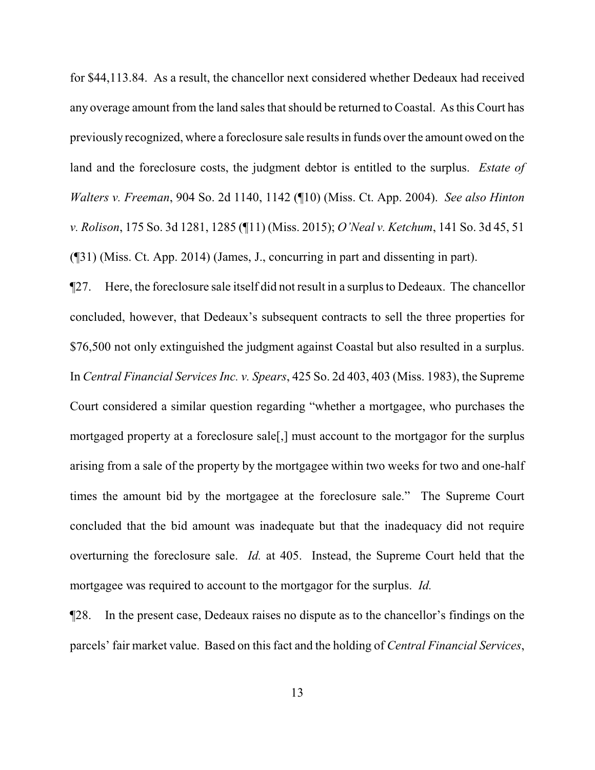for $44,113.84. As a result, the chancellor next considered whether Dedeaux had received any overage amount from the land sales that should be returned to Coastal. As this Court has previously recognized, where a foreclosure sale results in funds over the amount owed on the land and the foreclosure costs, the judgment debtor is entitled to the surplus. *Estate of Walters v. Freeman*, 904 So. 2d 1140, 1142 (¶10) (Miss. Ct. App. 2004). *See also Hinton v. Rolison*, 175 So. 3d 1281, 1285 (¶11) (Miss. 2015); *O'Neal v. Ketchum*, 141 So. 3d 45, 51 (¶31) (Miss. Ct. App. 2014) (James, J., concurring in part and dissenting in part).

¶27. Here, the foreclosure sale itself did not result in a surplus to Dedeaux. The chancellor concluded, however, that Dedeaux's subsequent contracts to sell the three properties for $76,500 not only extinguished the judgment against Coastal but also resulted in a surplus. In *Central Financial Services Inc. v. Spears*, 425 So. 2d 403, 403 (Miss. 1983), the Supreme Court considered a similar question regarding "whether a mortgagee, who purchases the mortgaged property at a foreclosure sale[,] must account to the mortgagor for the surplus arising from a sale of the property by the mortgagee within two weeks for two and one-half times the amount bid by the mortgagee at the foreclosure sale." The Supreme Court concluded that the bid amount was inadequate but that the inadequacy did not require overturning the foreclosure sale. *Id.* at 405. Instead, the Supreme Court held that the mortgagee was required to account to the mortgagor for the surplus. *Id.*

¶28. In the present case, Dedeaux raises no dispute as to the chancellor's findings on the parcels' fair market value. Based on this fact and the holding of *Central Financial Services*,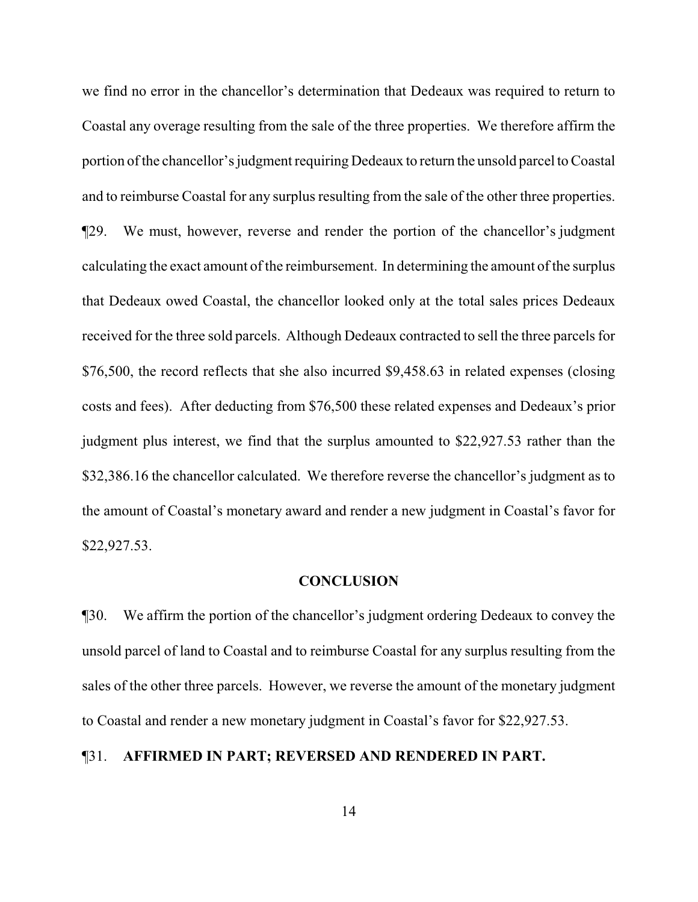we find no error in the chancellor's determination that Dedeaux was required to return to Coastal any overage resulting from the sale of the three properties. We therefore affirm the portion of the chancellor's judgment requiring Dedeaux to return the unsold parcel to Coastal and to reimburse Coastal for any surplus resulting from the sale of the other three properties.

¶29. We must, however, reverse and render the portion of the chancellor's judgment calculating the exact amount of the reimbursement. In determining the amount of the surplus that Dedeaux owed Coastal, the chancellor looked only at the total sales prices Dedeaux received for the three sold parcels. Although Dedeaux contracted to sell the three parcels for $76,500, the record reflects that she also incurred $9,458.63 in related expenses (closing costs and fees). After deducting from $76,500 these related expenses and Dedeaux's prior judgment plus interest, we find that the surplus amounted to $22,927.53 rather than the $32,386.16 the chancellor calculated. We therefore reverse the chancellor's judgment as to the amount of Coastal's monetary award and render a new judgment in Coastal's favor for $22,927.53.

## CONCLUSION

¶30. We affirm the portion of the chancellor's judgment ordering Dedeaux to convey the unsold parcel of land to Coastal and to reimburse Coastal for any surplus resulting from the sales of the other three parcels. However, we reverse the amount of the monetary judgment to Coastal and render a new monetary judgment in Coastal's favor for $22,927.53.

¶31. **AFFIRMED IN PART; REVERSED AND RENDERED IN PART.**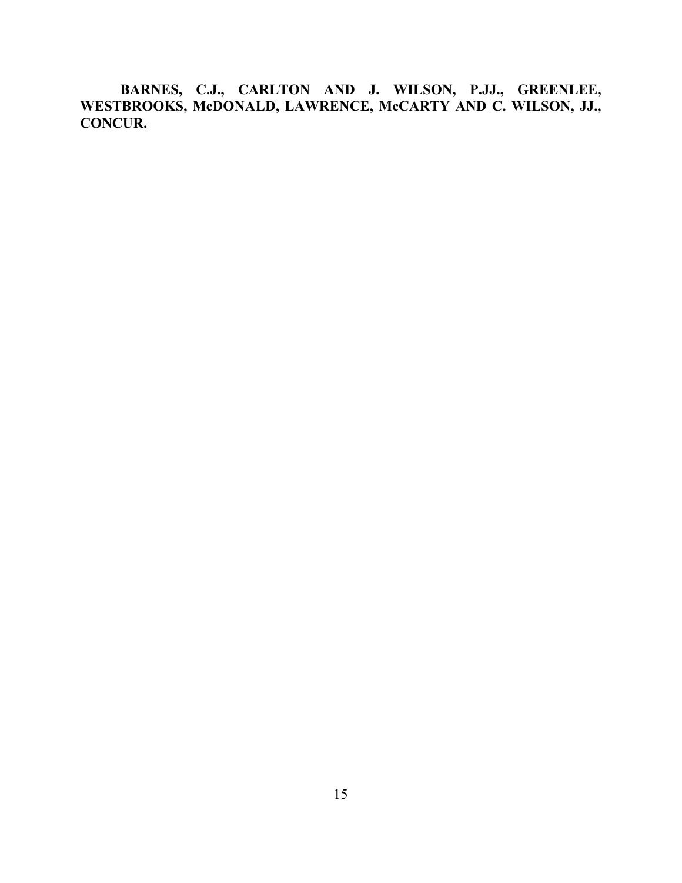**BARNES, C.J., CARLTON AND J. WILSON, P.JJ., GREENLEE, WESTBROOKS, McDONALD, LAWRENCE, McCARTY AND C. WILSON, JJ., CONCUR.**